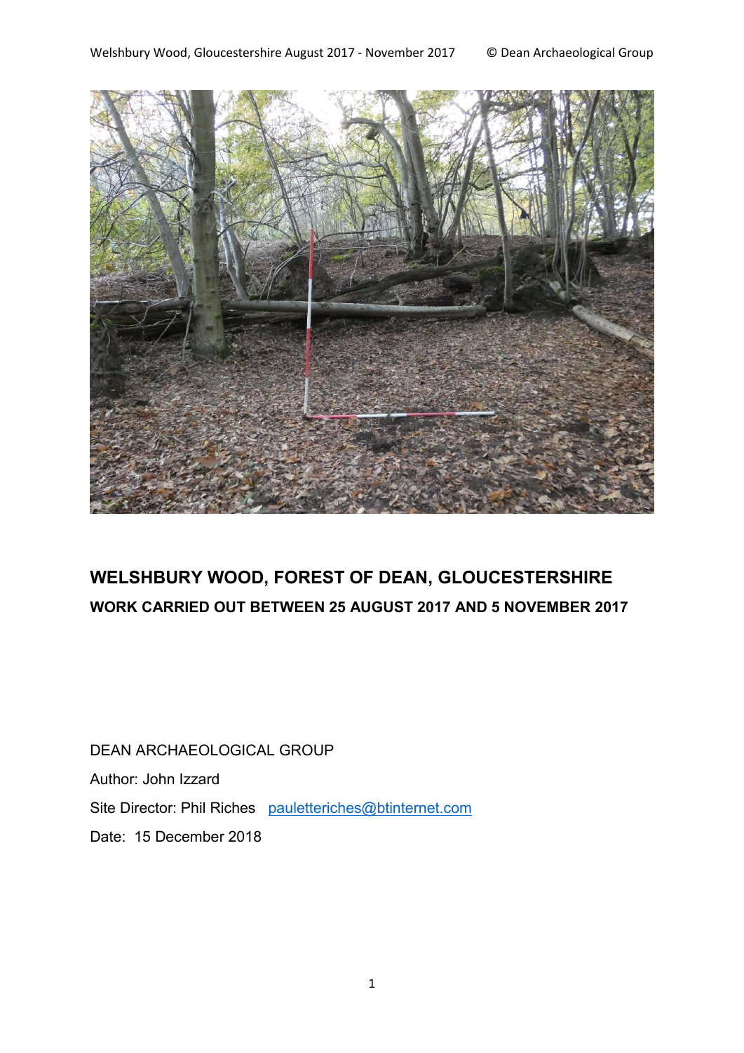# WELSHBURY WOOD, FOREST OF DEAN, GLOUCESTERSHIRE

## WORK CARRIED OUT BETWEEN 25 AUGUST 2017 AND 5 NOVEMBER 2017

DEAN ARCHAEOLOGICAL GROUP

Author: John Izzard

Site Director: Phil Riches pauletteriches@btinternet.com

Date: 15 December 2018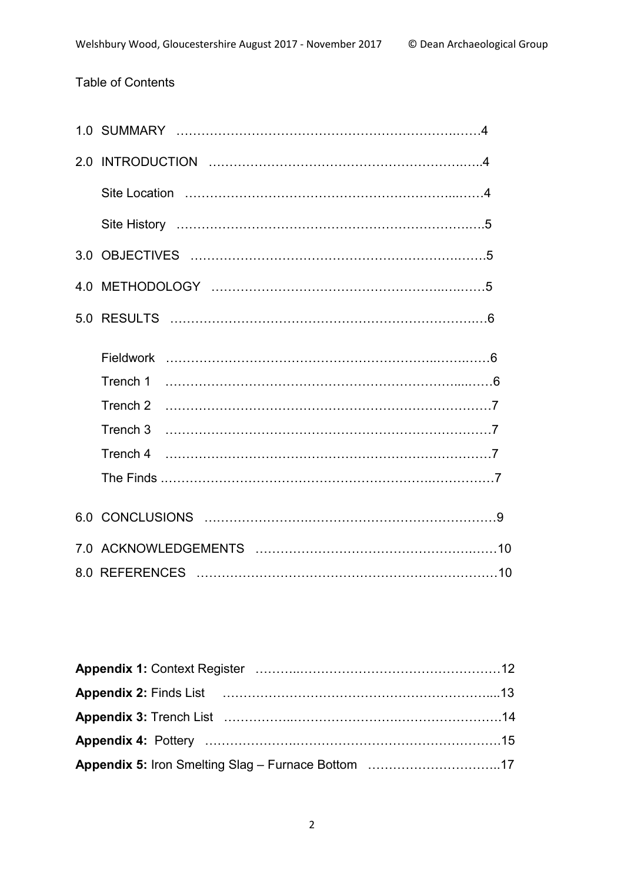Table of Contents

1.0 SUMMARY ……………………………………………………………………4

2.0 INTRODUCTION ………………………………………………………….4

Site Location ……………………………………………………………4

Site History ……………………………………………………………….5

3.0 OBJECTIVES ……………………………………………………………….5

4.0 METHODOLOGY ………………………………………………………5

5.0 RESULTS …………………………………………………………………6

Fieldwork ……………………………………………………………………6

Trench 1 ……………………………………………………………………6

Trench 2 ……………………………………………………………………7

Trench 3 ……………………………………………………………………7

Trench 4 ……………………………………………………………………7

The Finds ……………………………………………………………………7

6.0 CONCLUSIONS ……………………………………………………………9

7.0 ACKNOWLEDGEMENTS …………………………………………………10

8.0 REFERENCES ……………………………………………………………10

**Appendix 1:** Context Register ……………………………………………12

**Appendix 2:** Finds List ……………………………………………………13

**Appendix 3:** Trench List ……………………………………………………14

**Appendix 4:** Pottery …………………………………………………………15

**Appendix 5:** Iron Smelting Slag – Furnace Bottom …………………………17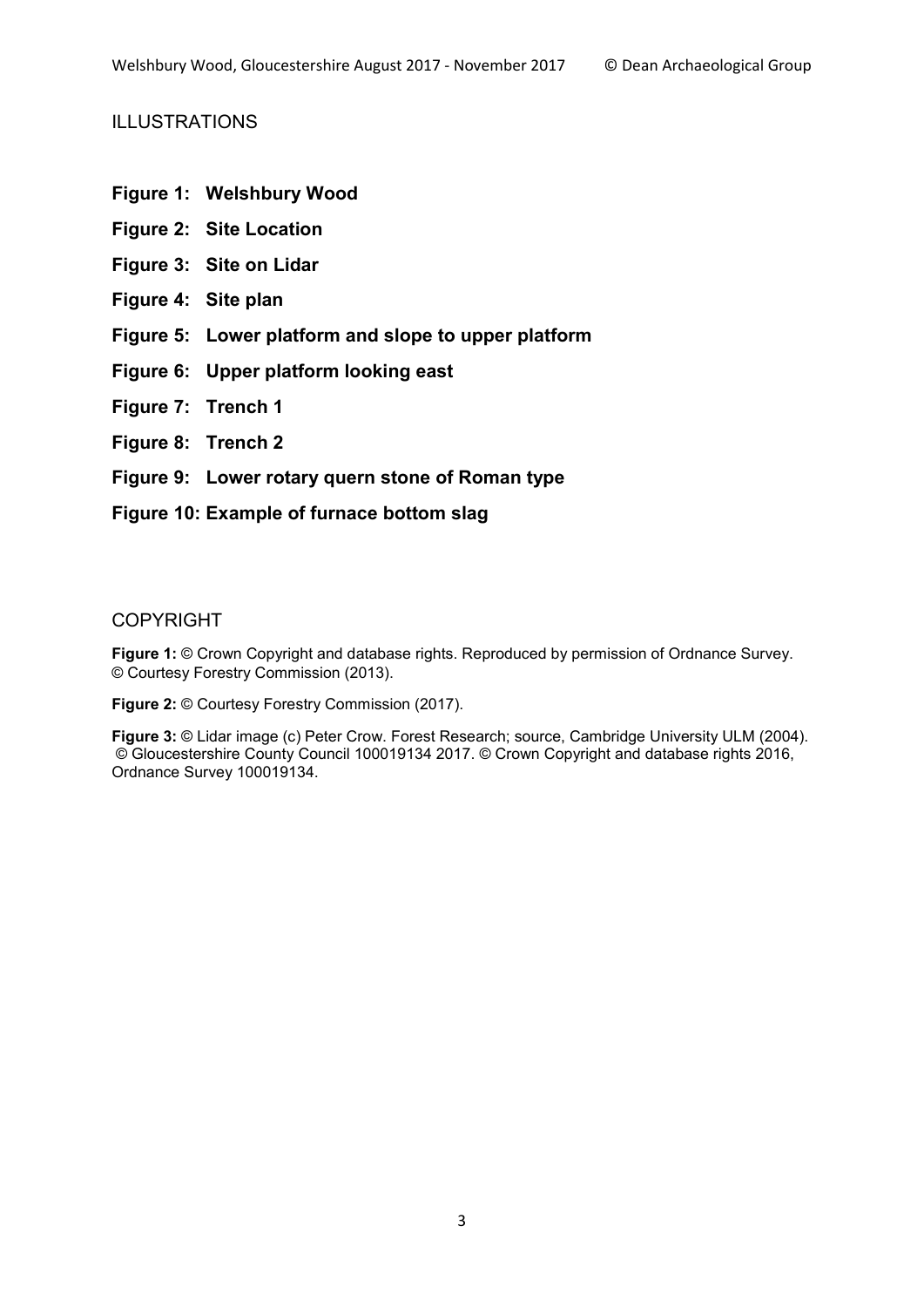## ILLUSTRATIONS

**Figure 1: Welshbury Wood**

**Figure 2: Site Location**

**Figure 3: Site on Lidar**

**Figure 4: Site plan**

**Figure 5: Lower platform and slope to upper platform**

**Figure 6: Upper platform looking east**

**Figure 7: Trench 1**

**Figure 8: Trench 2**

**Figure 9: Lower rotary quern stone of Roman type**

**Figure 10: Example of furnace bottom slag**

## COPYRIGHT

**Figure 1:** © Crown Copyright and database rights. Reproduced by permission of Ordnance Survey. © Courtesy Forestry Commission (2013).

**Figure 2:** © Courtesy Forestry Commission (2017).

**Figure 3:** © Lidar image (c) Peter Crow. Forest Research; source, Cambridge University ULM (2004). © Gloucestershire County Council 100019134 2017. © Crown Copyright and database rights 2016, Ordnance Survey 100019134.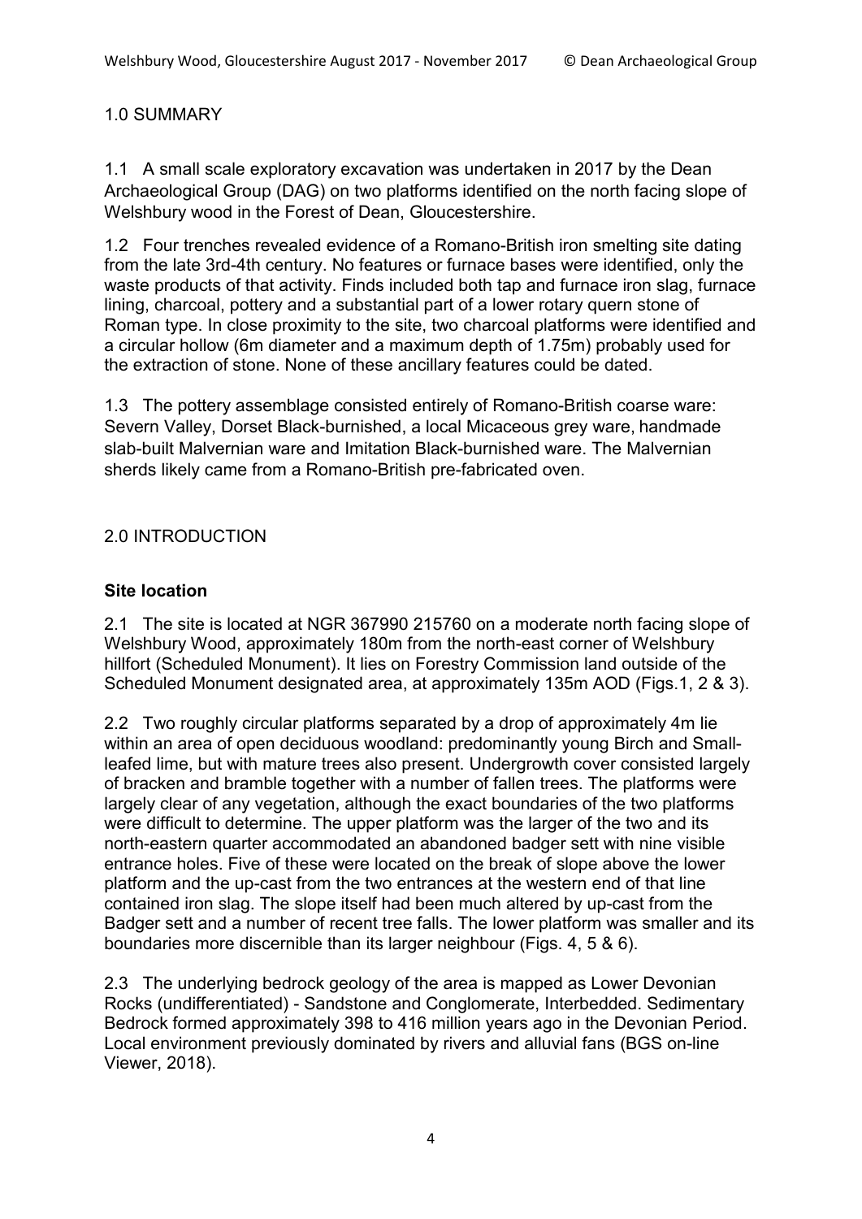## 1.0 SUMMARY

1.1 A small scale exploratory excavation was undertaken in 2017 by the Dean Archaeological Group (DAG) on two platforms identified on the north facing slope of Welshbury wood in the Forest of Dean, Gloucestershire.

1.2 Four trenches revealed evidence of a Romano-British iron smelting site dating from the late 3rd-4th century. No features or furnace bases were identified, only the waste products of that activity. Finds included both tap and furnace iron slag, furnace lining, charcoal, pottery and a substantial part of a lower rotary quern stone of Roman type. In close proximity to the site, two charcoal platforms were identified and a circular hollow (6m diameter and a maximum depth of 1.75m) probably used for the extraction of stone. None of these ancillary features could be dated.

1.3 The pottery assemblage consisted entirely of Romano-British coarse ware: Severn Valley, Dorset Black-burnished, a local Micaceous grey ware, handmade slab-built Malvernian ware and Imitation Black-burnished ware. The Malvernian sherds likely came from a Romano-British pre-fabricated oven.

## 2.0 INTRODUCTION

### Site location

2.1 The site is located at NGR 367990 215760 on a moderate north facing slope of Welshbury Wood, approximately 180m from the north-east corner of Welshbury hillfort (Scheduled Monument). It lies on Forestry Commission land outside of the Scheduled Monument designated area, at approximately 135m AOD (Figs.1, 2 & 3).

2.2 Two roughly circular platforms separated by a drop of approximately 4m lie within an area of open deciduous woodland: predominantly young Birch and Small-leafed lime, but with mature trees also present. Undergrowth cover consisted largely of bracken and bramble together with a number of fallen trees. The platforms were largely clear of any vegetation, although the exact boundaries of the two platforms were difficult to determine. The upper platform was the larger of the two and its north-eastern quarter accommodated an abandoned badger sett with nine visible entrance holes. Five of these were located on the break of slope above the lower platform and the up-cast from the two entrances at the western end of that line contained iron slag. The slope itself had been much altered by up-cast from the Badger sett and a number of recent tree falls. The lower platform was smaller and its boundaries more discernible than its larger neighbour (Figs. 4, 5 & 6).

2.3 The underlying bedrock geology of the area is mapped as Lower Devonian Rocks (undifferentiated) - Sandstone and Conglomerate, Interbedded. Sedimentary Bedrock formed approximately 398 to 416 million years ago in the Devonian Period. Local environment previously dominated by rivers and alluvial fans (BGS on-line Viewer, 2018).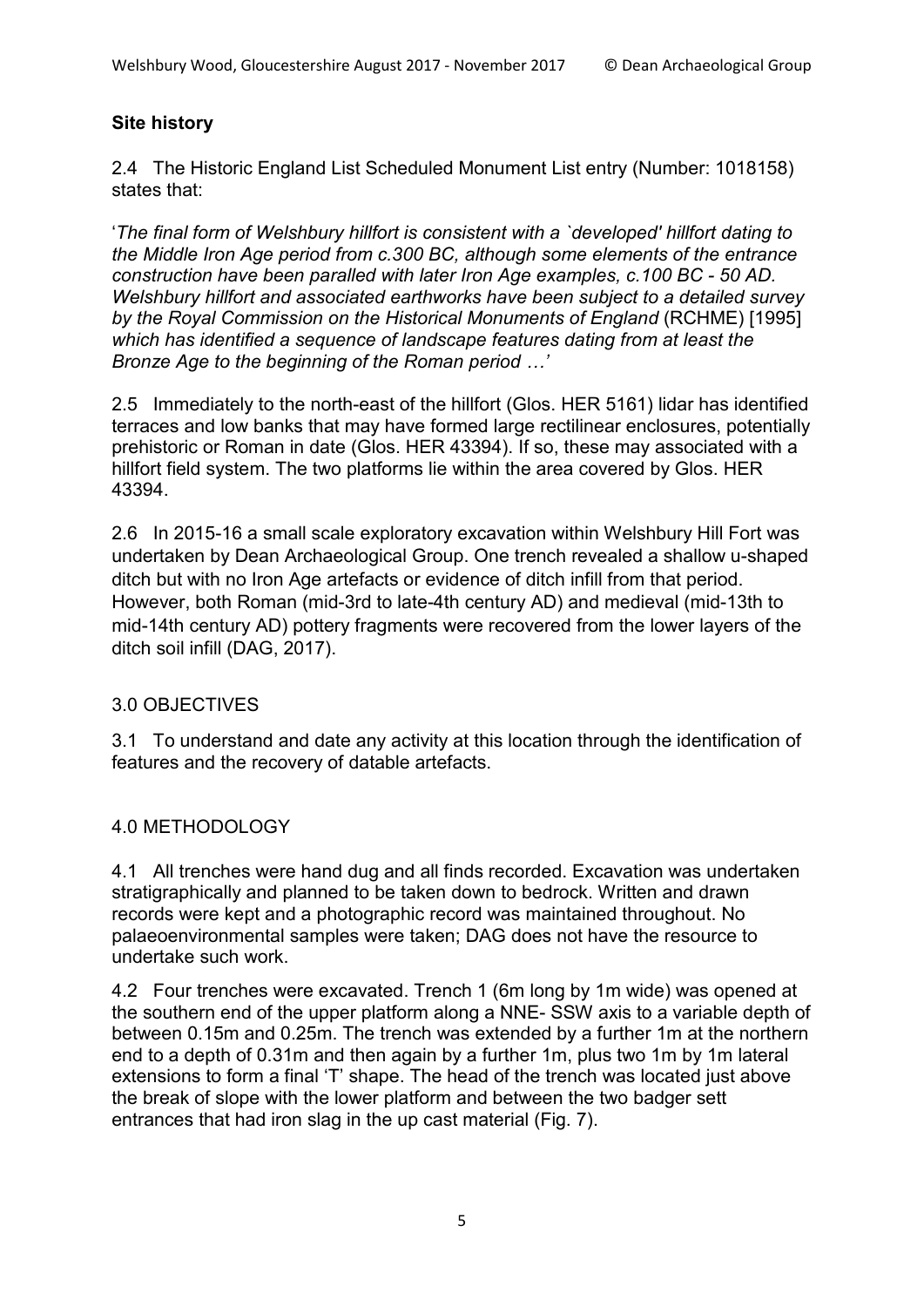## Site history

2.4 The Historic England List Scheduled Monument List entry (Number: 1018158) states that:

'*The final form of Welshbury hillfort is consistent with a `developed' hillfort dating to the Middle Iron Age period from c.300 BC, although some elements of the entrance construction have been paralled with later Iron Age examples, c.100 BC - 50 AD. Welshbury hillfort and associated earthworks have been subject to a detailed survey by the Royal Commission on the Historical Monuments of England* (RCHME) [1995] *which has identified a sequence of landscape features dating from at least the Bronze Age to the beginning of the Roman period …*'

2.5 Immediately to the north-east of the hillfort (Glos. HER 5161) lidar has identified terraces and low banks that may have formed large rectilinear enclosures, potentially prehistoric or Roman in date (Glos. HER 43394). If so, these may associated with a hillfort field system. The two platforms lie within the area covered by Glos. HER 43394.

2.6 In 2015-16 a small scale exploratory excavation within Welshbury Hill Fort was undertaken by Dean Archaeological Group. One trench revealed a shallow u-shaped ditch but with no Iron Age artefacts or evidence of ditch infill from that period. However, both Roman (mid-3rd to late-4th century AD) and medieval (mid-13th to mid-14th century AD) pottery fragments were recovered from the lower layers of the ditch soil infill (DAG, 2017).

## 3.0 OBJECTIVES

3.1 To understand and date any activity at this location through the identification of features and the recovery of datable artefacts.

## 4.0 METHODOLOGY

4.1 All trenches were hand dug and all finds recorded. Excavation was undertaken stratigraphically and planned to be taken down to bedrock. Written and drawn records were kept and a photographic record was maintained throughout. No palaeoenvironmental samples were taken; DAG does not have the resource to undertake such work.

4.2 Four trenches were excavated. Trench 1 (6m long by 1m wide) was opened at the southern end of the upper platform along a NNE- SSW axis to a variable depth of between 0.15m and 0.25m. The trench was extended by a further 1m at the northern end to a depth of 0.31m and then again by a further 1m, plus two 1m by 1m lateral extensions to form a final 'T' shape. The head of the trench was located just above the break of slope with the lower platform and between the two badger sett entrances that had iron slag in the up cast material (Fig. 7).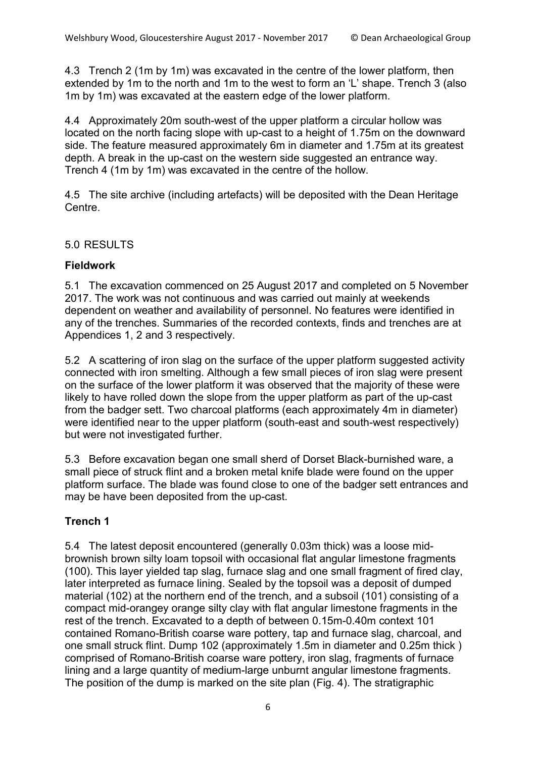4.3 Trench 2 (1m by 1m) was excavated in the centre of the lower platform, then extended by 1m to the north and 1m to the west to form an 'L' shape. Trench 3 (also 1m by 1m) was excavated at the eastern edge of the lower platform.

4.4 Approximately 20m south-west of the upper platform a circular hollow was located on the north facing slope with up-cast to a height of 1.75m on the downward side. The feature measured approximately 6m in diameter and 1.75m at its greatest depth. A break in the up-cast on the western side suggested an entrance way. Trench 4 (1m by 1m) was excavated in the centre of the hollow.

4.5 The site archive (including artefacts) will be deposited with the Dean Heritage Centre.

## 5.0 RESULTS

### Fieldwork

5.1 The excavation commenced on 25 August 2017 and completed on 5 November 2017. The work was not continuous and was carried out mainly at weekends dependent on weather and availability of personnel. No features were identified in any of the trenches. Summaries of the recorded contexts, finds and trenches are at Appendices 1, 2 and 3 respectively.

5.2 A scattering of iron slag on the surface of the upper platform suggested activity connected with iron smelting. Although a few small pieces of iron slag were present on the surface of the lower platform it was observed that the majority of these were likely to have rolled down the slope from the upper platform as part of the up-cast from the badger sett. Two charcoal platforms (each approximately 4m in diameter) were identified near to the upper platform (south-east and south-west respectively) but were not investigated further.

5.3 Before excavation began one small sherd of Dorset Black-burnished ware, a small piece of struck flint and a broken metal knife blade were found on the upper platform surface. The blade was found close to one of the badger sett entrances and may be have been deposited from the up-cast.

### Trench 1

5.4 The latest deposit encountered (generally 0.03m thick) was a loose mid-brownish brown silty loam topsoil with occasional flat angular limestone fragments (100). This layer yielded tap slag, furnace slag and one small fragment of fired clay, later interpreted as furnace lining. Sealed by the topsoil was a deposit of dumped material (102) at the northern end of the trench, and a subsoil (101) consisting of a compact mid-orangey orange silty clay with flat angular limestone fragments in the rest of the trench. Excavated to a depth of between 0.15m-0.40m context 101 contained Romano-British coarse ware pottery, tap and furnace slag, charcoal, and one small struck flint. Dump 102 (approximately 1.5m in diameter and 0.25m thick ) comprised of Romano-British coarse ware pottery, iron slag, fragments of furnace lining and a large quantity of medium-large unburnt angular limestone fragments. The position of the dump is marked on the site plan (Fig. 4). The stratigraphic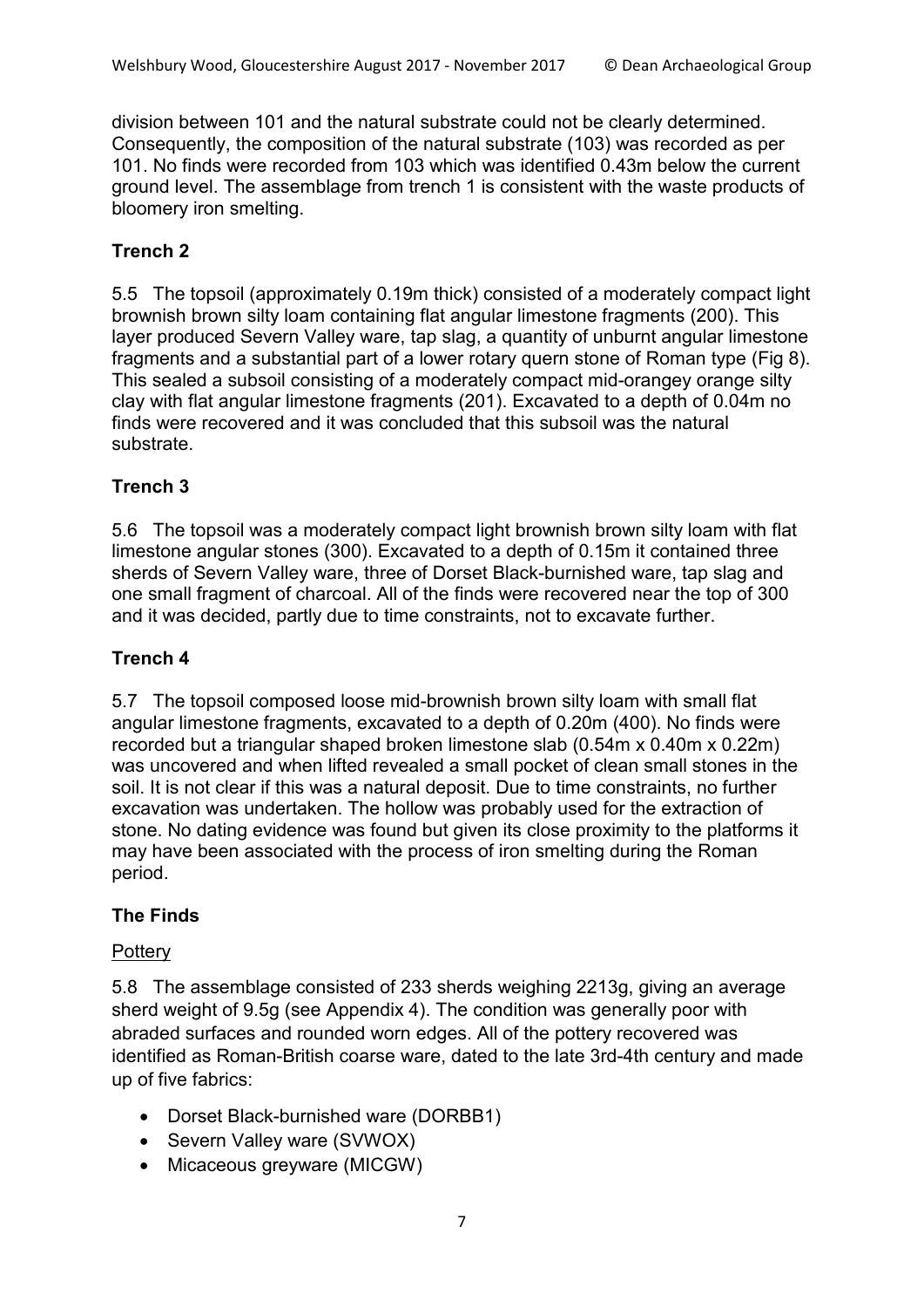division between 101 and the natural substrate could not be clearly determined. Consequently, the composition of the natural substrate (103) was recorded as per 101. No finds were recorded from 103 which was identified 0.43m below the current ground level. The assemblage from trench 1 is consistent with the waste products of bloomery iron smelting.

## Trench 2

5.5 The topsoil (approximately 0.19m thick) consisted of a moderately compact light brownish brown silty loam containing flat angular limestone fragments (200). This layer produced Severn Valley ware, tap slag, a quantity of unburnt angular limestone fragments and a substantial part of a lower rotary quern stone of Roman type (Fig 8). This sealed a subsoil consisting of a moderately compact mid-orangey orange silty clay with flat angular limestone fragments (201). Excavated to a depth of 0.04m no finds were recovered and it was concluded that this subsoil was the natural substrate.

## Trench 3

5.6 The topsoil was a moderately compact light brownish brown silty loam with flat limestone angular stones (300). Excavated to a depth of 0.15m it contained three sherds of Severn Valley ware, three of Dorset Black-burnished ware, tap slag and one small fragment of charcoal. All of the finds were recovered near the top of 300 and it was decided, partly due to time constraints, not to excavate further.

## Trench 4

5.7 The topsoil composed loose mid-brownish brown silty loam with small flat angular limestone fragments, excavated to a depth of 0.20m (400). No finds were recorded but a triangular shaped broken limestone slab (0.54m x 0.40m x 0.22m) was uncovered and when lifted revealed a small pocket of clean small stones in the soil. It is not clear if this was a natural deposit. Due to time constraints, no further excavation was undertaken. The hollow was probably used for the extraction of stone. No dating evidence was found but given its close proximity to the platforms it may have been associated with the process of iron smelting during the Roman period.

## The Finds

### Pottery

5.8 The assemblage consisted of 233 sherds weighing 2213g, giving an average sherd weight of 9.5g (see Appendix 4). The condition was generally poor with abraded surfaces and rounded worn edges. All of the pottery recovered was identified as Roman-British coarse ware, dated to the late 3rd-4th century and made up of five fabrics:

- Dorset Black-burnished ware (DORBB1)
- Severn Valley ware (SVWOX)
- Micaceous greyware (MICGW)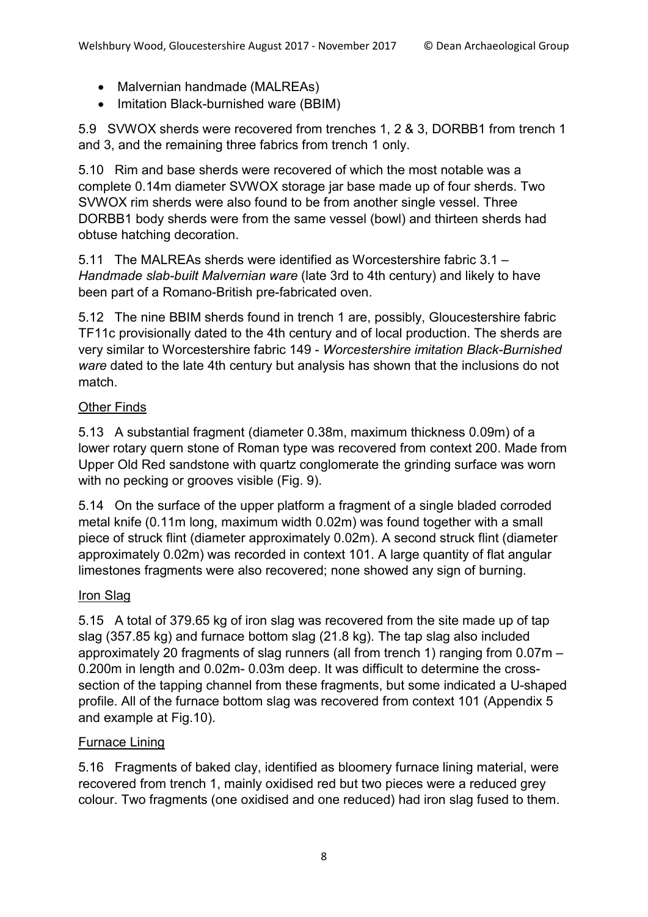- Malvernian handmade (MALREAs)
- Imitation Black-burnished ware (BBIM)

5.9 SVWOX sherds were recovered from trenches 1, 2 & 3, DORBB1 from trench 1 and 3, and the remaining three fabrics from trench 1 only.

5.10 Rim and base sherds were recovered of which the most notable was a complete 0.14m diameter SVWOX storage jar base made up of four sherds. Two SVWOX rim sherds were also found to be from another single vessel. Three DORBB1 body sherds were from the same vessel (bowl) and thirteen sherds had obtuse hatching decoration.

5.11 The MALREAs sherds were identified as Worcestershire fabric 3.1 – *Handmade slab-built Malvernian ware* (late 3rd to 4th century) and likely to have been part of a Romano-British pre-fabricated oven.

5.12 The nine BBIM sherds found in trench 1 are, possibly, Gloucestershire fabric TF11c provisionally dated to the 4th century and of local production. The sherds are very similar to Worcestershire fabric 149 - *Worcestershire imitation Black-Burnished ware* dated to the late 4th century but analysis has shown that the inclusions do not match.

<u>Other Finds</u>

5.13 A substantial fragment (diameter 0.38m, maximum thickness 0.09m) of a lower rotary quern stone of Roman type was recovered from context 200. Made from Upper Old Red sandstone with quartz conglomerate the grinding surface was worn with no pecking or grooves visible (Fig. 9).

5.14 On the surface of the upper platform a fragment of a single bladed corroded metal knife (0.11m long, maximum width 0.02m) was found together with a small piece of struck flint (diameter approximately 0.02m). A second struck flint (diameter approximately 0.02m) was recorded in context 101. A large quantity of flat angular limestones fragments were also recovered; none showed any sign of burning.

<u>Iron Slag</u>

5.15 A total of 379.65 kg of iron slag was recovered from the site made up of tap slag (357.85 kg) and furnace bottom slag (21.8 kg). The tap slag also included approximately 20 fragments of slag runners (all from trench 1) ranging from 0.07m – 0.200m in length and 0.02m- 0.03m deep. It was difficult to determine the cross-section of the tapping channel from these fragments, but some indicated a U-shaped profile. All of the furnace bottom slag was recovered from context 101 (Appendix 5 and example at Fig.10).

<u>Furnace Lining</u>

5.16 Fragments of baked clay, identified as bloomery furnace lining material, were recovered from trench 1, mainly oxidised red but two pieces were a reduced grey colour. Two fragments (one oxidised and one reduced) had iron slag fused to them.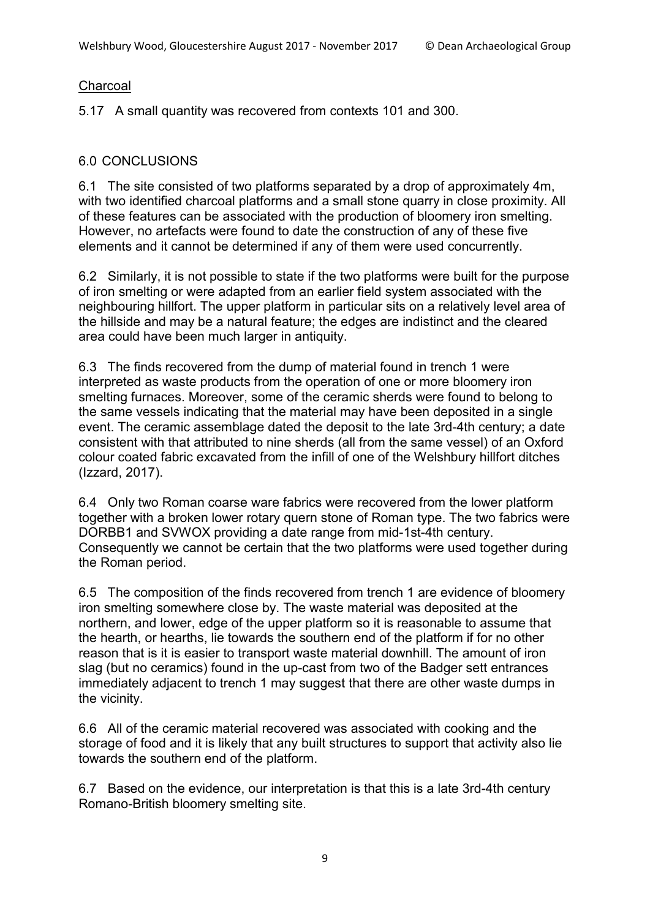Charcoal

5.17 A small quantity was recovered from contexts 101 and 300.

## 6.0 CONCLUSIONS

6.1 The site consisted of two platforms separated by a drop of approximately 4m, with two identified charcoal platforms and a small stone quarry in close proximity. All of these features can be associated with the production of bloomery iron smelting. However, no artefacts were found to date the construction of any of these five elements and it cannot be determined if any of them were used concurrently.

6.2 Similarly, it is not possible to state if the two platforms were built for the purpose of iron smelting or were adapted from an earlier field system associated with the neighbouring hillfort. The upper platform in particular sits on a relatively level area of the hillside and may be a natural feature; the edges are indistinct and the cleared area could have been much larger in antiquity.

6.3 The finds recovered from the dump of material found in trench 1 were interpreted as waste products from the operation of one or more bloomery iron smelting furnaces. Moreover, some of the ceramic sherds were found to belong to the same vessels indicating that the material may have been deposited in a single event. The ceramic assemblage dated the deposit to the late 3rd-4th century; a date consistent with that attributed to nine sherds (all from the same vessel) of an Oxford colour coated fabric excavated from the infill of one of the Welshbury hillfort ditches (Izzard, 2017).

6.4 Only two Roman coarse ware fabrics were recovered from the lower platform together with a broken lower rotary quern stone of Roman type. The two fabrics were DORBB1 and SVWOX providing a date range from mid-1st-4th century. Consequently we cannot be certain that the two platforms were used together during the Roman period.

6.5 The composition of the finds recovered from trench 1 are evidence of bloomery iron smelting somewhere close by. The waste material was deposited at the northern, and lower, edge of the upper platform so it is reasonable to assume that the hearth, or hearths, lie towards the southern end of the platform if for no other reason that is it is easier to transport waste material downhill. The amount of iron slag (but no ceramics) found in the up-cast from two of the Badger sett entrances immediately adjacent to trench 1 may suggest that there are other waste dumps in the vicinity.

6.6 All of the ceramic material recovered was associated with cooking and the storage of food and it is likely that any built structures to support that activity also lie towards the southern end of the platform.

6.7 Based on the evidence, our interpretation is that this is a late 3rd-4th century Romano-British bloomery smelting site.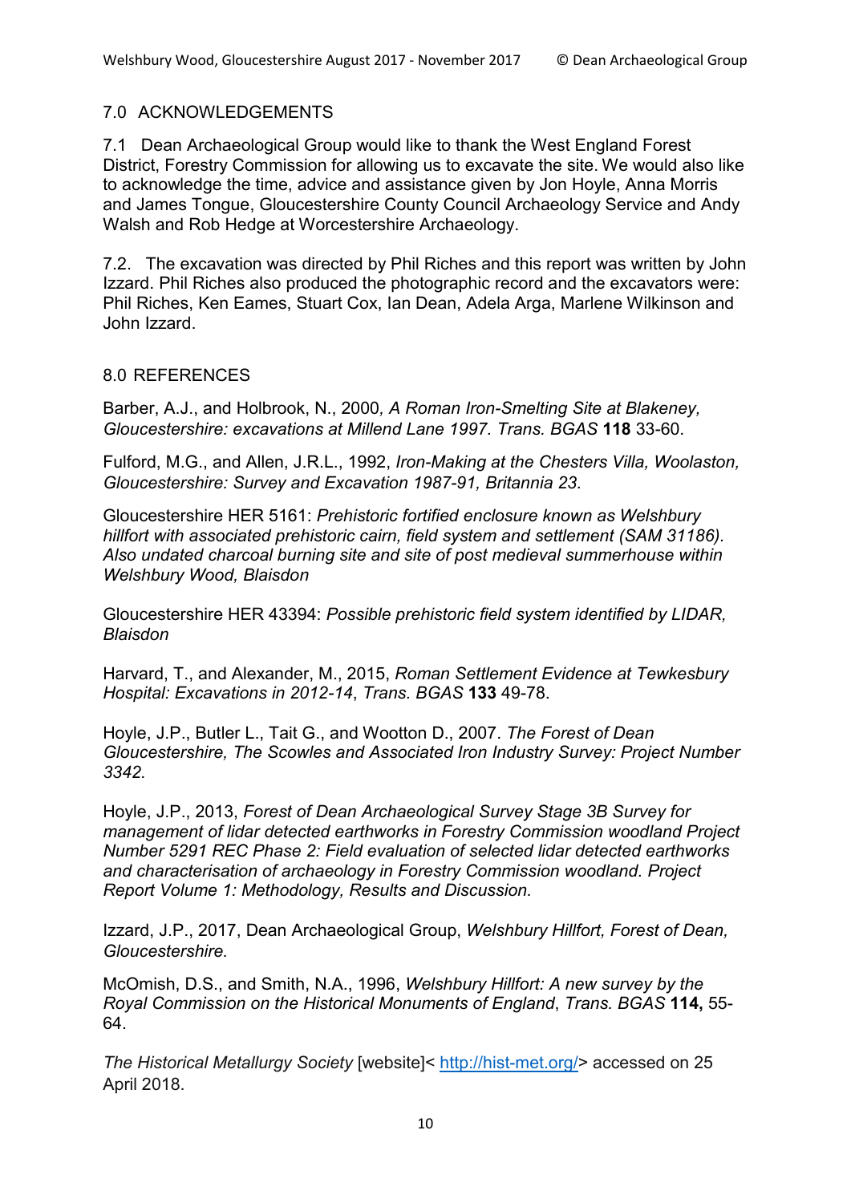## 7.0 ACKNOWLEDGEMENTS

7.1 Dean Archaeological Group would like to thank the West England Forest District, Forestry Commission for allowing us to excavate the site. We would also like to acknowledge the time, advice and assistance given by Jon Hoyle, Anna Morris and James Tongue, Gloucestershire County Council Archaeology Service and Andy Walsh and Rob Hedge at Worcestershire Archaeology.

7.2. The excavation was directed by Phil Riches and this report was written by John Izzard. Phil Riches also produced the photographic record and the excavators were: Phil Riches, Ken Eames, Stuart Cox, Ian Dean, Adela Arga, Marlene Wilkinson and John Izzard.

## 8.0 REFERENCES

Barber, A.J., and Holbrook, N., 2000*, A Roman Iron-Smelting Site at Blakeney, Gloucestershire: excavations at Millend Lane 1997. Trans. BGAS* **118** 33-60.

Fulford, M.G., and Allen, J.R.L., 1992, *Iron-Making at the Chesters Villa, Woolaston, Gloucestershire: Survey and Excavation 1987-91, Britannia 23.*

Gloucestershire HER 5161: *Prehistoric fortified enclosure known as Welshbury hillfort with associated prehistoric cairn, field system and settlement (SAM 31186). Also undated charcoal burning site and site of post medieval summerhouse within Welshbury Wood, Blaisdon*

Gloucestershire HER 43394: *Possible prehistoric field system identified by LIDAR, Blaisdon*

Harvard, T., and Alexander, M., 2015, *Roman Settlement Evidence at Tewkesbury Hospital: Excavations in 2012-14*, *Trans. BGAS* **133** 49-78.

Hoyle, J.P., Butler L., Tait G., and Wootton D., 2007. *The Forest of Dean Gloucestershire, The Scowles and Associated Iron Industry Survey: Project Number 3342.*

Hoyle, J.P., 2013, *Forest of Dean Archaeological Survey Stage 3B Survey for management of lidar detected earthworks in Forestry Commission woodland Project Number 5291 REC Phase 2: Field evaluation of selected lidar detected earthworks and characterisation of archaeology in Forestry Commission woodland. Project Report Volume 1: Methodology, Results and Discussion.*

Izzard, J.P., 2017, Dean Archaeological Group, *Welshbury Hillfort, Forest of Dean, Gloucestershire.*

McOmish, D.S., and Smith, N.A., 1996, *Welshbury Hillfort: A new survey by the Royal Commission on the Historical Monuments of England*, *Trans. BGAS* **114,** 55-64.

*The Historical Metallurgy Society* [website]< http://hist-met.org/> accessed on 25 April 2018.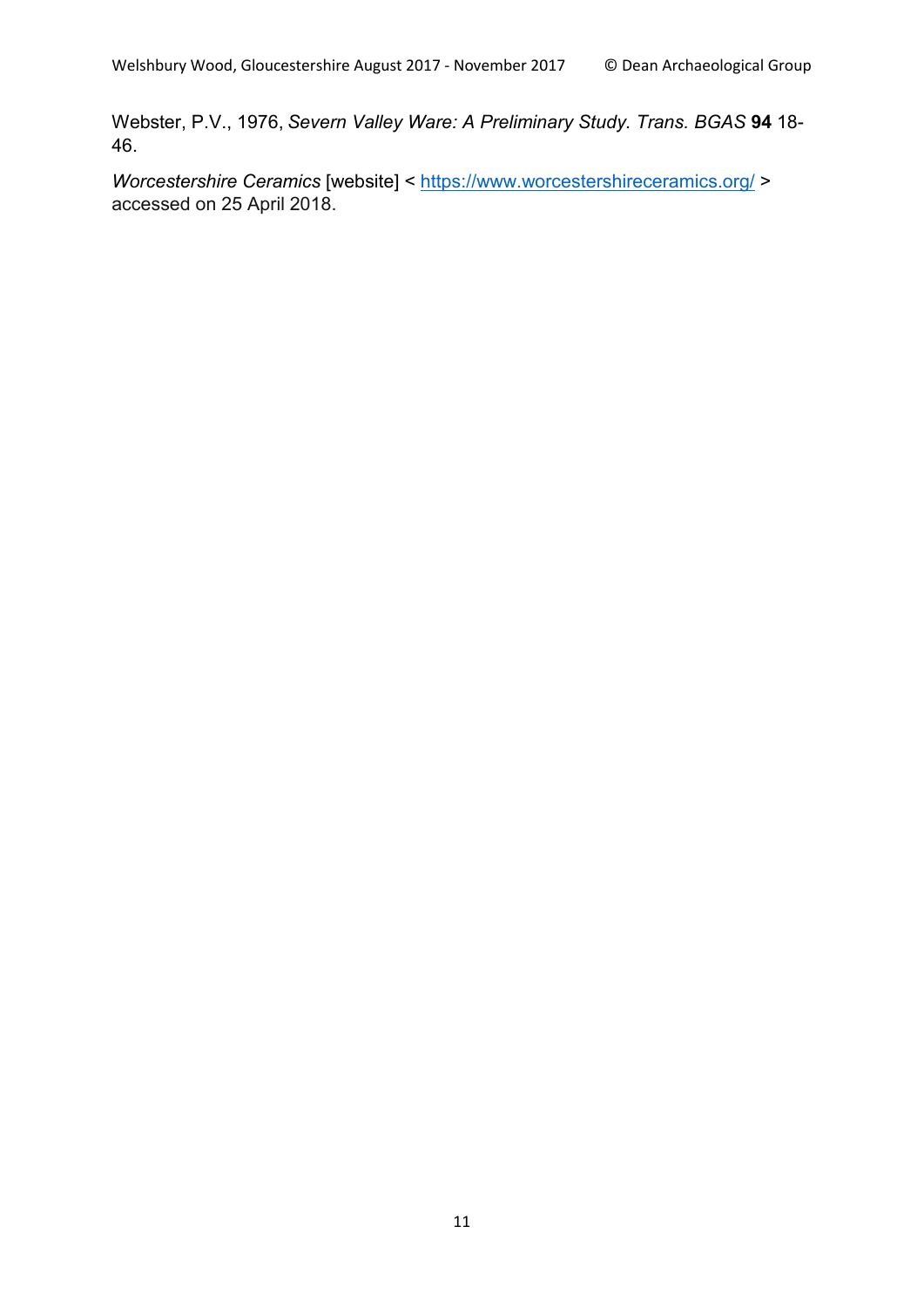Webster, P.V., 1976, *Severn Valley Ware: A Preliminary Study. Trans. BGAS* **94** 18-46.

*Worcestershire Ceramics* [website] < https://www.worcestershireceramics.org/ > accessed on 25 April 2018.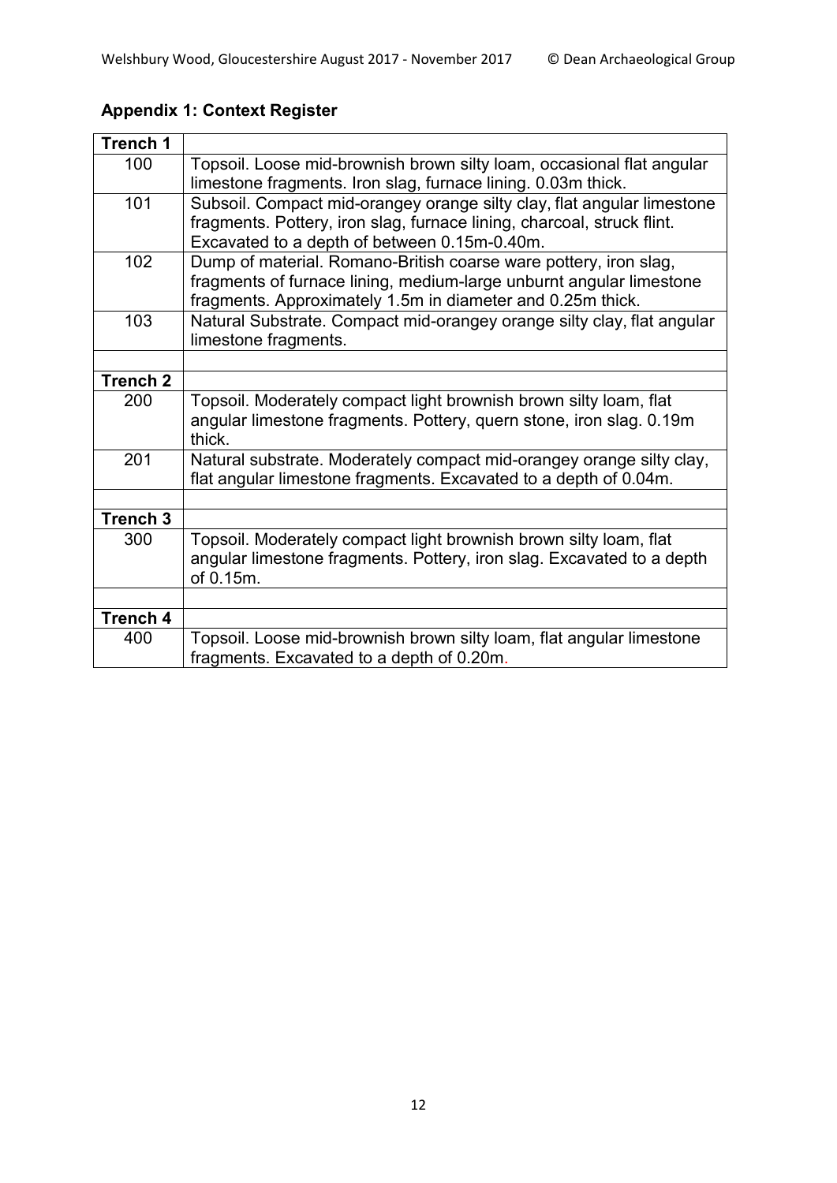**Appendix 1: Context Register**

| | |
|---|---|
| **Trench 1** | |
| 100 | Topsoil. Loose mid-brownish brown silty loam, occasional flat angular limestone fragments. Iron slag, furnace lining. 0.03m thick. |
| 101 | Subsoil. Compact mid-orangey orange silty clay, flat angular limestone fragments. Pottery, iron slag, furnace lining, charcoal, struck flint. Excavated to a depth of between 0.15m-0.40m. |
| 102 | Dump of material. Romano-British coarse ware pottery, iron slag, fragments of furnace lining, medium-large unburnt angular limestone fragments. Approximately 1.5m in diameter and 0.25m thick. |
| 103 | Natural Substrate. Compact mid-orangey orange silty clay, flat angular limestone fragments. |
| | |
| **Trench 2** | |
| 200 | Topsoil. Moderately compact light brownish brown silty loam, flat angular limestone fragments. Pottery, quern stone, iron slag. 0.19m thick. |
| 201 | Natural substrate. Moderately compact mid-orangey orange silty clay, flat angular limestone fragments. Excavated to a depth of 0.04m. |
| | |
| **Trench 3** | |
| 300 | Topsoil. Moderately compact light brownish brown silty loam, flat angular limestone fragments. Pottery, iron slag. Excavated to a depth of 0.15m. |
| | |
| **Trench 4** | |
| 400 | Topsoil. Loose mid-brownish brown silty loam, flat angular limestone fragments. Excavated to a depth of 0.20m. |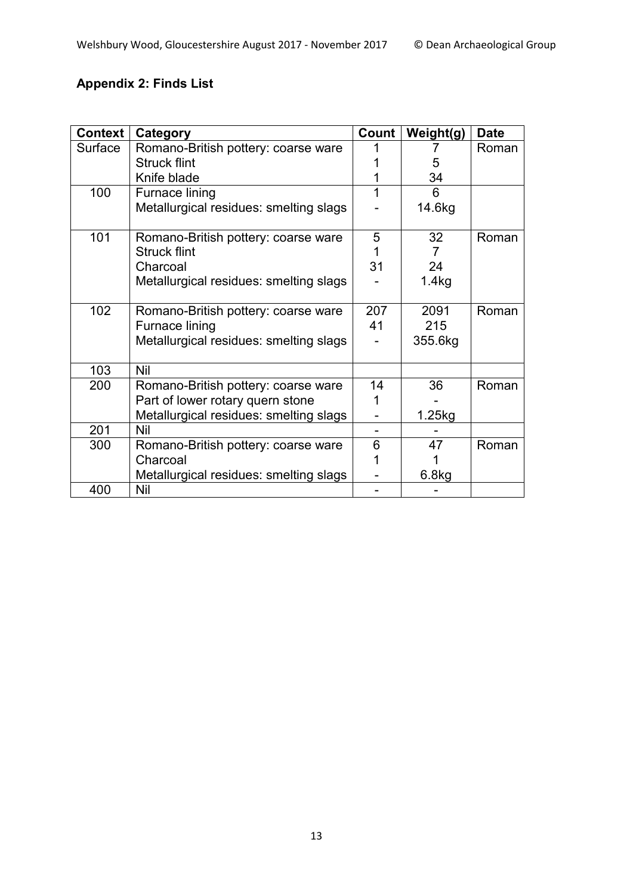## Appendix 2: Finds List

| Context | Category | Count | Weight(g) | Date |
|---|---|---|---|---|
| Surface | Romano-British pottery: coarse ware | 1 | 7 | Roman |
| | Struck flint | 1 | 5 | |
| | Knife blade | 1 | 34 | |
| 100 | Furnace lining | 1 | 6 | |
| | Metallurgical residues: smelting slags | - | 14.6kg | |
| 101 | Romano-British pottery: coarse ware | 5 | 32 | Roman |
| | Struck flint | 1 | 7 | |
| | Charcoal | 31 | 24 | |
| | Metallurgical residues: smelting slags | - | 1.4kg | |
| 102 | Romano-British pottery: coarse ware | 207 | 2091 | Roman |
| | Furnace lining | 41 | 215 | |
| | Metallurgical residues: smelting slags | - | 355.6kg | |
| 103 | Nil | | | |
| 200 | Romano-British pottery: coarse ware | 14 | 36 | Roman |
| | Part of lower rotary quern stone | 1 | - | |
| | Metallurgical residues: smelting slags | - | 1.25kg | |
| 201 | Nil | - | - | |
| 300 | Romano-British pottery: coarse ware | 6 | 47 | Roman |
| | Charcoal | 1 | 1 | |
| | Metallurgical residues: smelting slags | - | 6.8kg | |
| 400 | Nil | - | - | |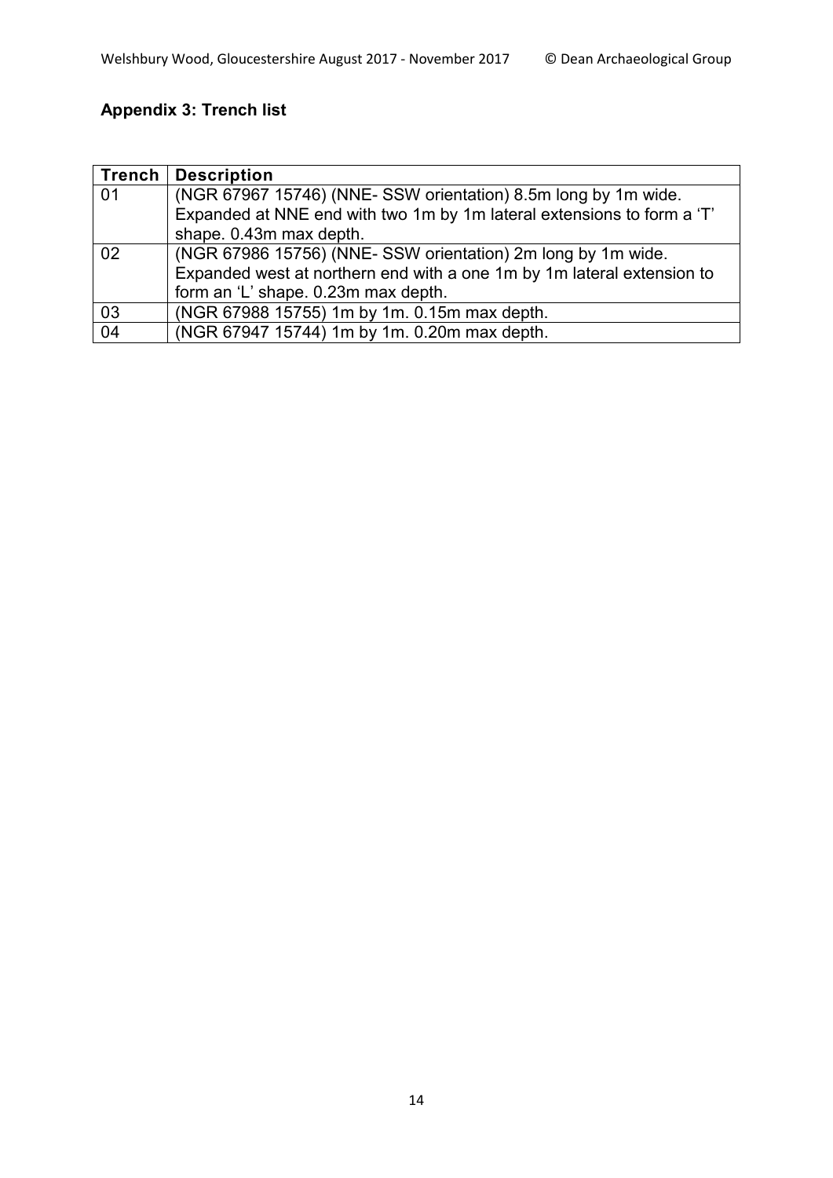## Appendix 3: Trench list

| Trench | Description |
|---|---|
| 01 | (NGR 67967 15746) (NNE- SSW orientation) 8.5m long by 1m wide. Expanded at NNE end with two 1m by 1m lateral extensions to form a 'T' shape. 0.43m max depth. |
| 02 | (NGR 67986 15756) (NNE- SSW orientation) 2m long by 1m wide. Expanded west at northern end with a one 1m by 1m lateral extension to form an 'L' shape. 0.23m max depth. |
| 03 | (NGR 67988 15755) 1m by 1m. 0.15m max depth. |
| 04 | (NGR 67947 15744) 1m by 1m. 0.20m max depth. |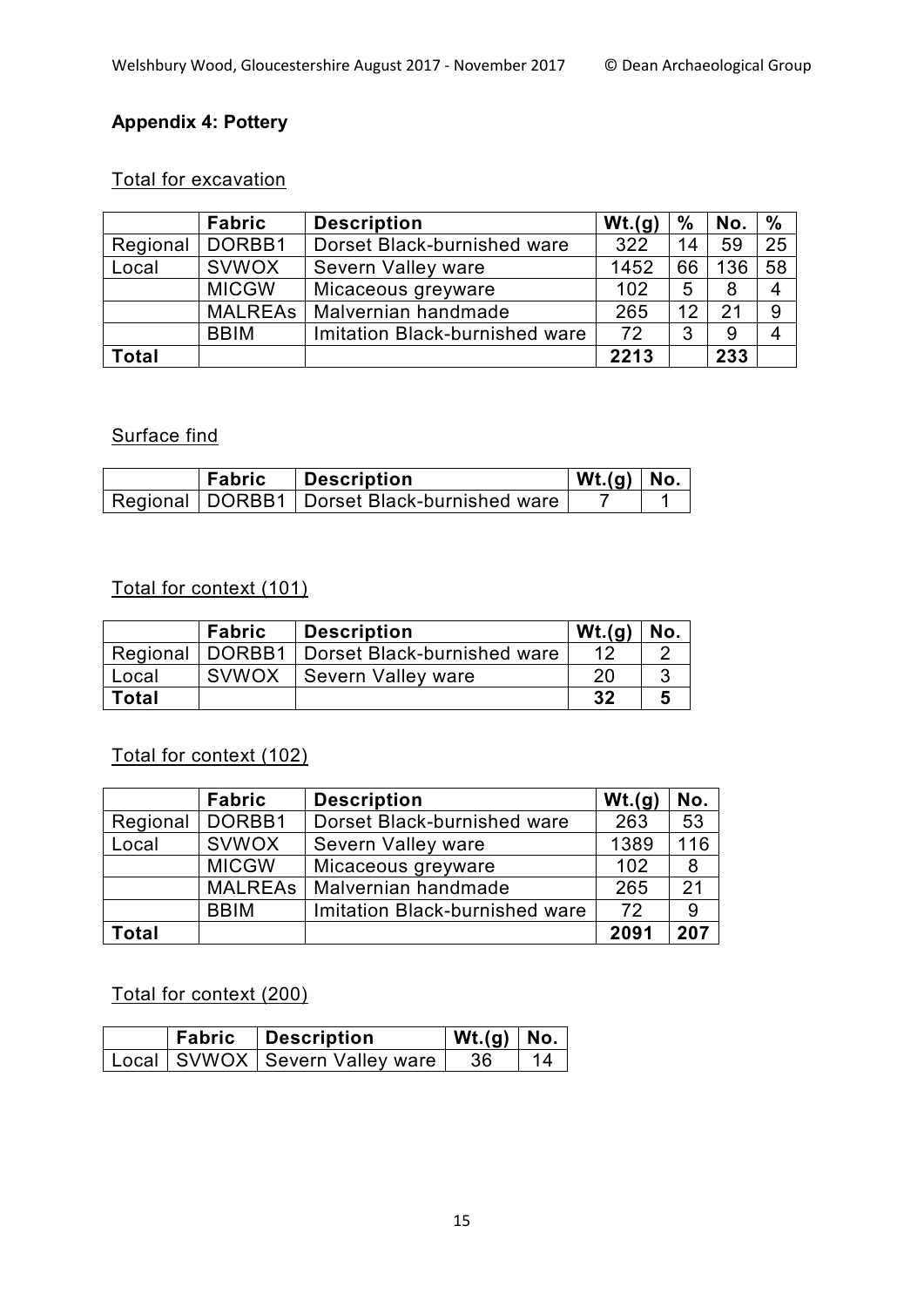## Appendix 4: Pottery

Total for excavation

| | Fabric | Description | Wt.(g) | % | No. | % |
|---|---|---|---|---|---|---|
| Regional | DORBB1 | Dorset Black-burnished ware | 322 | 14 | 59 | 25 |
| Local | SVWOX | Severn Valley ware | 1452 | 66 | 136 | 58 |
| | MICGW | Micaceous greyware | 102 | 5 | 8 | 4 |
| | MALREAs | Malvernian handmade | 265 | 12 | 21 | 9 |
| | BBIM | Imitation Black-burnished ware | 72 | 3 | 9 | 4 |
| **Total** | | | **2213** | | **233** | |

Surface find

| | Fabric | Description | Wt.(g) | No. |
|---|---|---|---|---|
| Regional | DORBB1 | Dorset Black-burnished ware | 7 | 1 |

Total for context (101)

| | Fabric | Description | Wt.(g) | No. |
|---|---|---|---|---|
| Regional | DORBB1 | Dorset Black-burnished ware | 12 | 2 |
| Local | SVWOX | Severn Valley ware | 20 | 3 |
| **Total** | | | **32** | **5** |

Total for context (102)

| | Fabric | Description | Wt.(g) | No. |
|---|---|---|---|---|
| Regional | DORBB1 | Dorset Black-burnished ware | 263 | 53 |
| Local | SVWOX | Severn Valley ware | 1389 | 116 |
| | MICGW | Micaceous greyware | 102 | 8 |
| | MALREAs | Malvernian handmade | 265 | 21 |
| | BBIM | Imitation Black-burnished ware | 72 | 9 |
| **Total** | | | **2091** | **207** |

Total for context (200)

| | Fabric | Description | Wt.(g) | No. |
|---|---|---|---|---|
| Local | SVWOX | Severn Valley ware | 36 | 14 |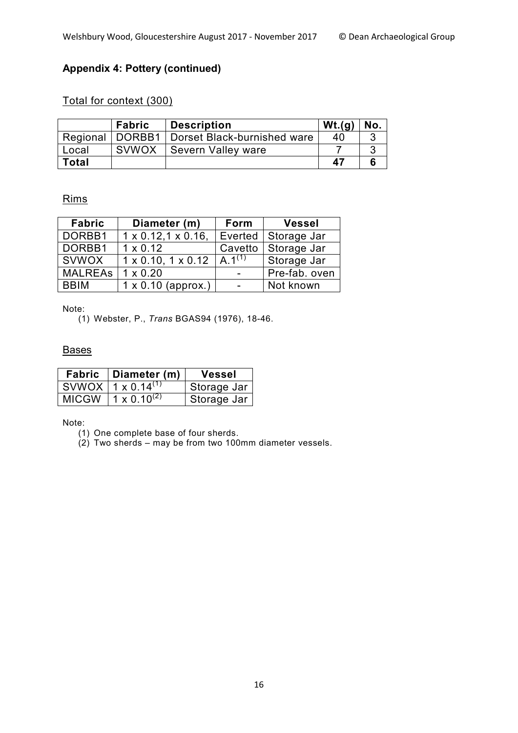## Appendix 4: Pottery (continued)

Total for context (300)

| | Fabric | Description | Wt.(g) | No. |
|---|---|---|---|---|
| Regional | DORBB1 | Dorset Black-burnished ware | 40 | 3 |
| Local | SVWOX | Severn Valley ware | 7 | 3 |
| **Total** | | | **47** | **6** |

Rims

| Fabric | Diameter (m) | Form | Vessel |
|---|---|---|---|
| DORBB1 | 1 x 0.12,1 x 0.16, | Everted | Storage Jar |
| DORBB1 | 1 x 0.12 | Cavetto | Storage Jar |
| SVWOX | 1 x 0.10, 1 x 0.12 | A.1[(1)] | Storage Jar |
| MALREAs | 1 x 0.20 | - | Pre-fab. oven |
| BBIM | 1 x 0.10 (approx.) | - | Not known |

Note:

(1) Webster, P., *Trans* BGAS94 (1976), 18-46.

Bases

| Fabric | Diameter (m) | Vessel |
|---|---|---|
| SVWOX | 1 x 0.14[(1)] | Storage Jar |
| MICGW | 1 x 0.10[(2)] | Storage Jar |

Note:

(1) One complete base of four sherds.

(2) Two sherds – may be from two 100mm diameter vessels.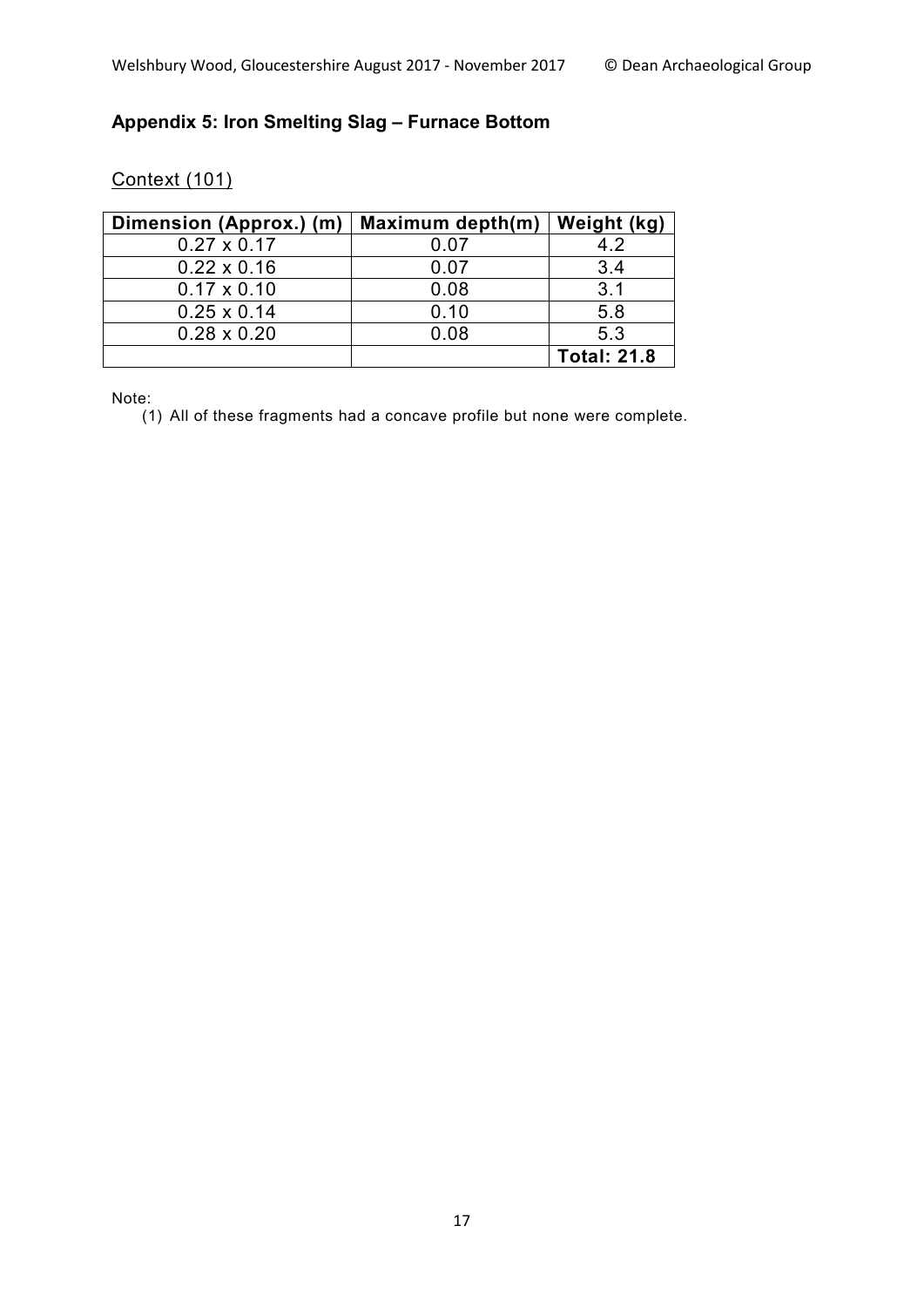## Appendix 5: Iron Smelting Slag – Furnace Bottom

Context (101)

| Dimension (Approx.) (m) | Maximum depth(m) | Weight (kg) |
|---|---|---|
| 0.27 x 0.17 | 0.07 | 4.2 |
| 0.22 x 0.16 | 0.07 | 3.4 |
| 0.17 x 0.10 | 0.08 | 3.1 |
| 0.25 x 0.14 | 0.10 | 5.8 |
| 0.28 x 0.20 | 0.08 | 5.3 |
| | | **Total: 21.8** |

Note:

(1) All of these fragments had a concave profile but none were complete.